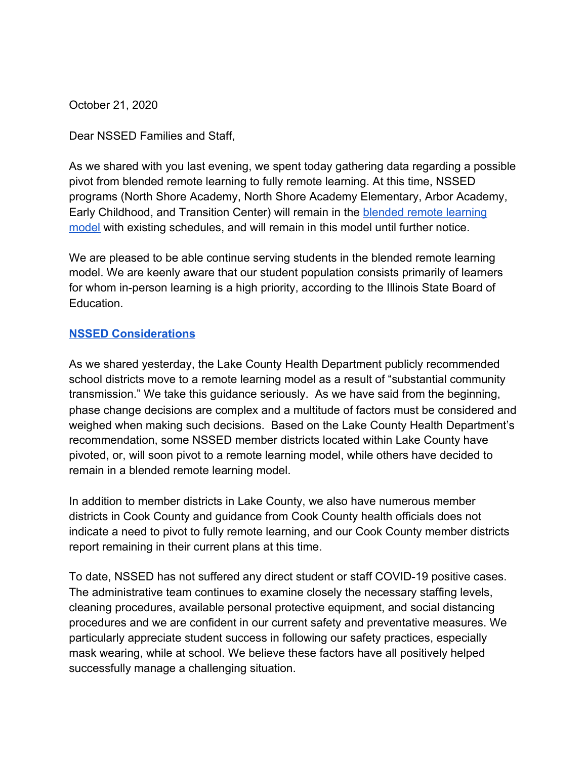October 21, 2020

Dear NSSED Families and Staff,

As we shared with you last evening, we spent today gathering data regarding a possible pivot from blended remote learning to fully remote learning. At this time, NSSED programs (North Shore Academy, North Shore Academy Elementary, Arbor Academy, Early Childhood, and Transition Center) will remain in the [blended remote learning model]() with existing schedules, and will remain in this model until further notice.

We are pleased to be able continue serving students in the blended remote learning model. We are keenly aware that our student population consists primarily of learners for whom in-person learning is a high priority, according to the Illinois State Board of Education.

**[NSSED Considerations]()**

As we shared yesterday, the Lake County Health Department publicly recommended school districts move to a remote learning model as a result of "substantial community transmission." We take this guidance seriously. As we have said from the beginning, phase change decisions are complex and a multitude of factors must be considered and weighed when making such decisions. Based on the Lake County Health Department's recommendation, some NSSED member districts located within Lake County have pivoted, or, will soon pivot to a remote learning model, while others have decided to remain in a blended remote learning model.

In addition to member districts in Lake County, we also have numerous member districts in Cook County and guidance from Cook County health officials does not indicate a need to pivot to fully remote learning, and our Cook County member districts report remaining in their current plans at this time.

To date, NSSED has not suffered any direct student or staff COVID-19 positive cases. The administrative team continues to examine closely the necessary staffing levels, cleaning procedures, available personal protective equipment, and social distancing procedures and we are confident in our current safety and preventative measures. We particularly appreciate student success in following our safety practices, especially mask wearing, while at school. We believe these factors have all positively helped successfully manage a challenging situation.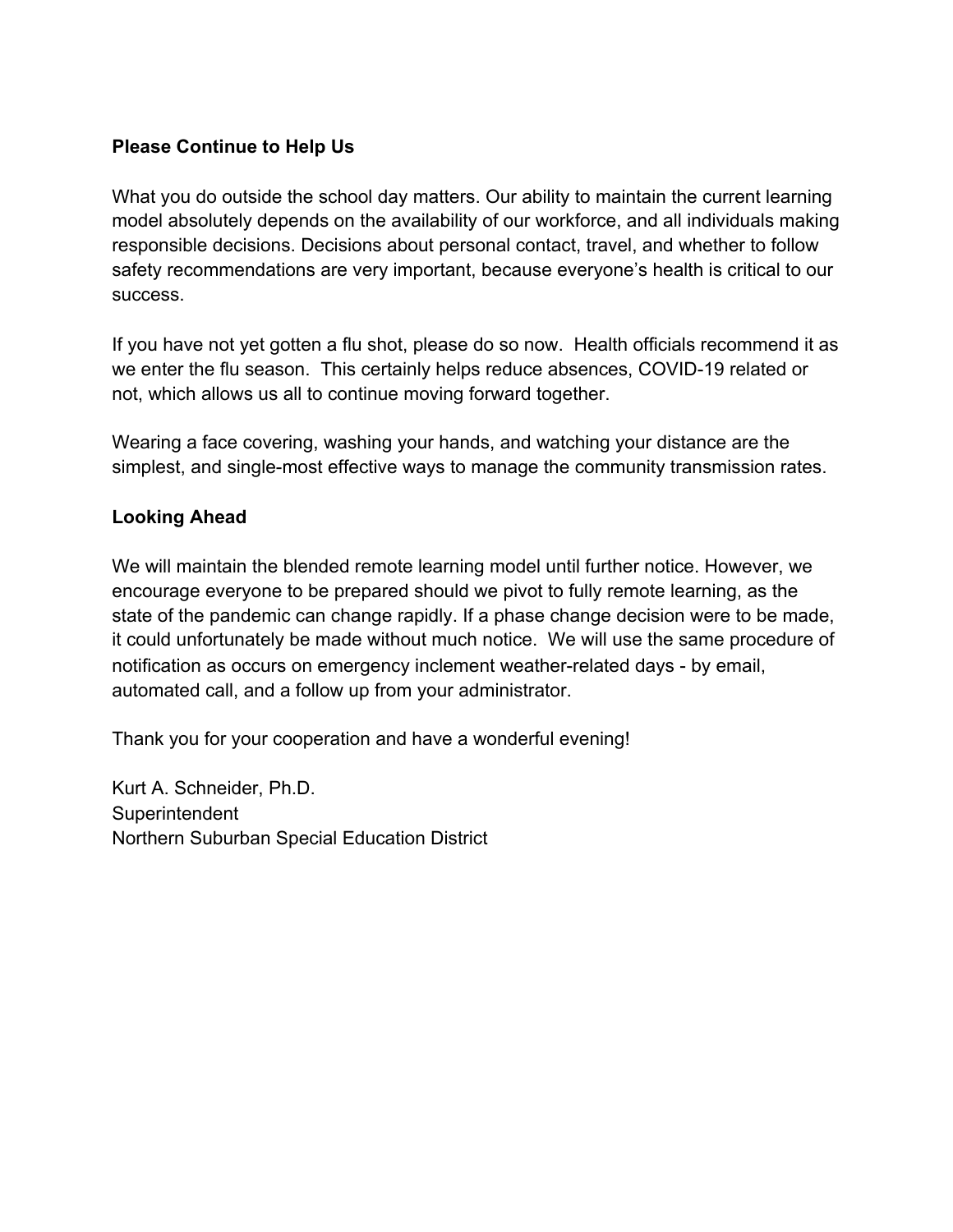**Please Continue to Help Us**

What you do outside the school day matters. Our ability to maintain the current learning model absolutely depends on the availability of our workforce, and all individuals making responsible decisions. Decisions about personal contact, travel, and whether to follow safety recommendations are very important, because everyone's health is critical to our success.

If you have not yet gotten a flu shot, please do so now. Health officials recommend it as we enter the flu season. This certainly helps reduce absences, COVID-19 related or not, which allows us all to continue moving forward together.

Wearing a face covering, washing your hands, and watching your distance are the simplest, and single-most effective ways to manage the community transmission rates.

**Looking Ahead**

We will maintain the blended remote learning model until further notice. However, we encourage everyone to be prepared should we pivot to fully remote learning, as the state of the pandemic can change rapidly. If a phase change decision were to be made, it could unfortunately be made without much notice. We will use the same procedure of notification as occurs on emergency inclement weather-related days - by email, automated call, and a follow up from your administrator.

Thank you for your cooperation and have a wonderful evening!

Kurt A. Schneider, Ph.D.
Superintendent
Northern Suburban Special Education District